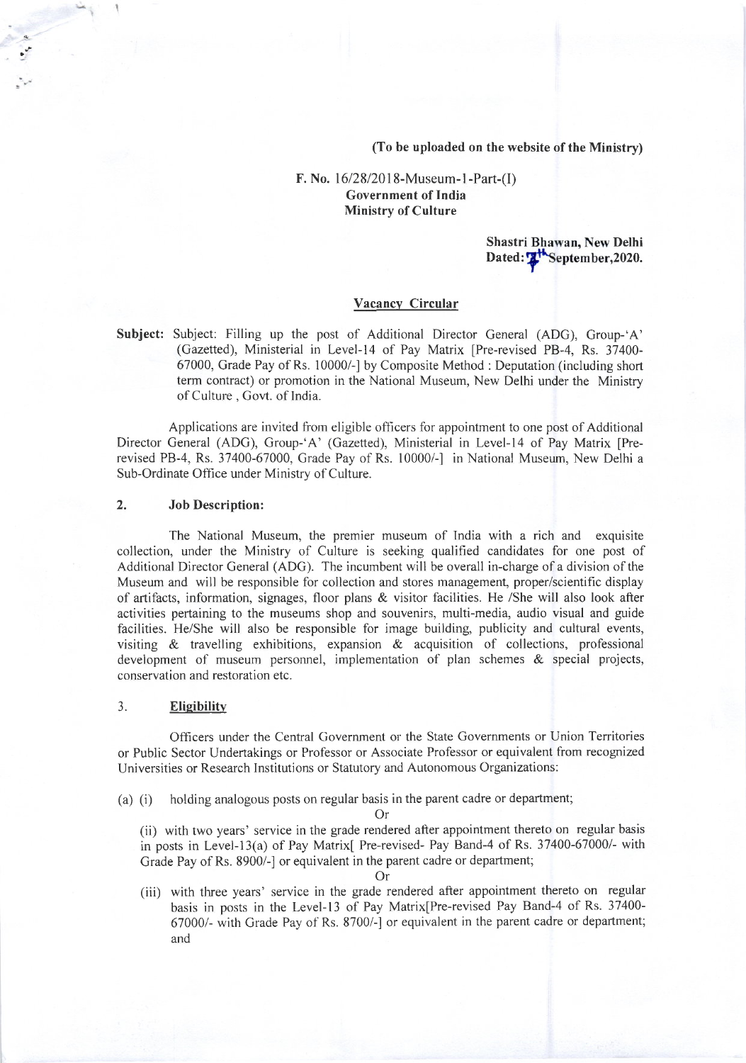**(To be uploaded on the website of the Ministry)**

**F. No.** 16/28/2018-Museum-1-Part-(I)
**Government of India**
**Ministry of Culture**

**Shastri Bhawan, New Delhi**
**Dated: 7th September,2020.**

## Vacancy Circular

**Subject:** Subject: Filling up the post of Additional Director General (ADG), Group-'A' (Gazetted), Ministerial in Level-14 of Pay Matrix [Pre-revised PB-4, Rs. 37400-67000, Grade Pay of Rs. 10000/-] by Composite Method : Deputation (including short term contract) or promotion in the National Museum, New Delhi under the Ministry of Culture , Govt. of India.

Applications are invited from eligible officers for appointment to one post of Additional Director General (ADG), Group-'A' (Gazetted), Ministerial in Level-14 of Pay Matrix [Pre-revised PB-4, Rs. 37400-67000, Grade Pay of Rs. 10000/-] in National Museum, New Delhi a Sub-Ordinate Office under Ministry of Culture.

**2. Job Description:**

The National Museum, the premier museum of India with a rich and exquisite collection, under the Ministry of Culture is seeking qualified candidates for one post of Additional Director General (ADG). The incumbent will be overall in-charge of a division of the Museum and will be responsible for collection and stores management, proper/scientific display of artifacts, information, signages, floor plans & visitor facilities. He /She will also look after activities pertaining to the museums shop and souvenirs, multi-media, audio visual and guide facilities. He/She will also be responsible for image building, publicity and cultural events, visiting & travelling exhibitions, expansion & acquisition of collections, professional development of museum personnel, implementation of plan schemes & special projects, conservation and restoration etc.

3. **Eligibility**

Officers under the Central Government or the State Governments or Union Territories or Public Sector Undertakings or Professor or Associate Professor or equivalent from recognized Universities or Research Institutions or Statutory and Autonomous Organizations:

(a) (i) holding analogous posts on regular basis in the parent cadre or department;

Or

(ii) with two years' service in the grade rendered after appointment thereto on regular basis in posts in Level-13(a) of Pay Matrix[ Pre-revised- Pay Band-4 of Rs. 37400-67000/- with Grade Pay of Rs. 8900/-] or equivalent in the parent cadre or department;

Or

(iii) with three years' service in the grade rendered after appointment thereto on regular basis in posts in the Level-13 of Pay Matrix[Pre-revised Pay Band-4 of Rs. 37400-67000/- with Grade Pay of Rs. 8700/-] or equivalent in the parent cadre or department; and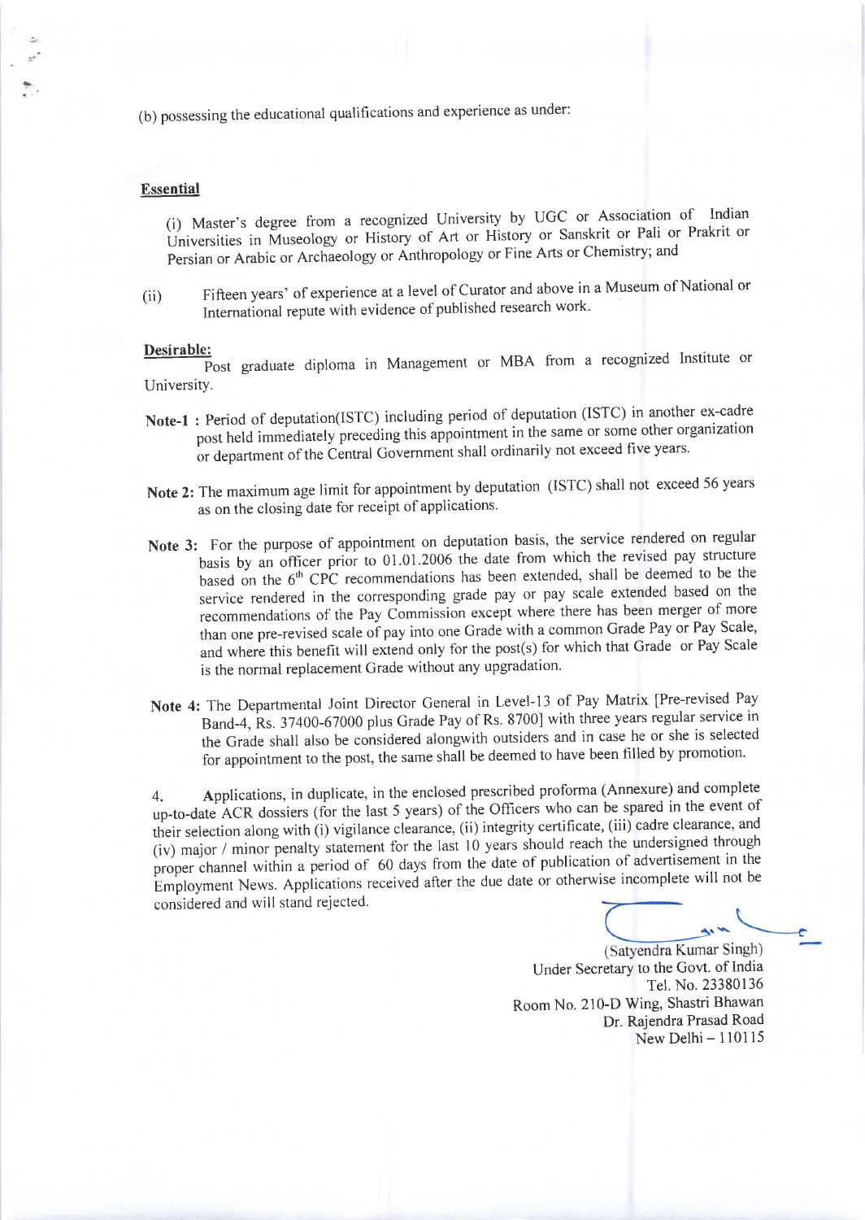(b) possessing the educational qualifications and experience as under:

**Essential**

(i) Master's degree from a recognized University by UGC or Association of Indian Universities in Museology or History of Art or History or Sanskrit or Pali or Prakrit or Persian or Arabic or Archaeology or Anthropology or Fine Arts or Chemistry; and

(ii) Fifteen years' of experience at a level of Curator and above in a Museum of National or International repute with evidence of published research work.

**Desirable:**

Post graduate diploma in Management or MBA from a recognized Institute or University.

**Note-1 :** Period of deputation(ISTC) including period of deputation (ISTC) in another ex-cadre post held immediately preceding this appointment in the same or some other organization or department of the Central Government shall ordinarily not exceed five years.

**Note 2:** The maximum age limit for appointment by deputation (ISTC) shall not exceed 56 years as on the closing date for receipt of applications.

**Note 3:** For the purpose of appointment on deputation basis, the service rendered on regular basis by an officer prior to 01.01.2006 the date from which the revised pay structure based on the 6th CPC recommendations has been extended, shall be deemed to be the service rendered in the corresponding grade pay or pay scale extended based on the recommendations of the Pay Commission except where there has been merger of more than one pre-revised scale of pay into one Grade with a common Grade Pay or Pay Scale, and where this benefit will extend only for the post(s) for which that Grade or Pay Scale is the normal replacement Grade without any upgradation.

**Note 4:** The Departmental Joint Director General in Level-13 of Pay Matrix [Pre-revised Pay Band-4, Rs. 37400-67000 plus Grade Pay of Rs. 8700] with three years regular service in the Grade shall also be considered alongwith outsiders and in case he or she is selected for appointment to the post, the same shall be deemed to have been filled by promotion.

4. Applications, in duplicate, in the enclosed prescribed proforma (Annexure) and complete up-to-date ACR dossiers (for the last 5 years) of the Officers who can be spared in the event of their selection along with (i) vigilance clearance, (ii) integrity certificate, (iii) cadre clearance, and (iv) major / minor penalty statement for the last 10 years should reach the undersigned through proper channel within a period of 60 days from the date of publication of advertisement in the Employment News. Applications received after the due date or otherwise incomplete will not be considered and will stand rejected.

(Satyendra Kumar Singh)
Under Secretary to the Govt. of India
Tel. No. 23380136
Room No. 210-D Wing, Shastri Bhawan
Dr. Rajendra Prasad Road
New Delhi – 110115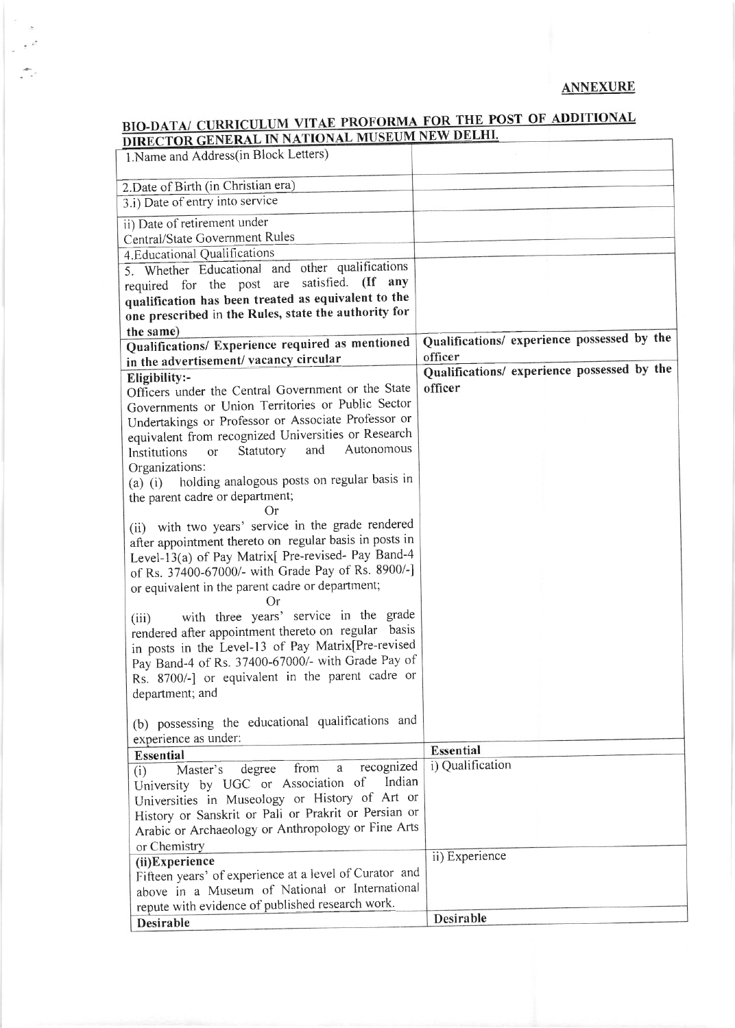**ANNEXURE**

## BIO-DATA/ CURRICULUM VITAE PROFORMA FOR THE POST OF ADDITIONAL DIRECTOR GENERAL IN NATIONAL MUSEUM NEW DELHI.

| | |
|---|---|
| 1.Name and Address(in Block Letters) | |
| 2.Date of Birth (in Christian era) | |
| 3.i) Date of entry into service | |
| ii) Date of retirement under Central/State Government Rules | |
| 4.Educational Qualifications | |
| 5. Whether Educational and other qualifications required for the post are satisfied. **(If any qualification has been treated as equivalent to the one prescribed in the Rules, state the authority for the same)** | |
| **Qualifications/ Experience required as mentioned in the advertisement/ vacancy circular** | **Qualifications/ experience possessed by the officer** |
| **Eligibility:-**<br>Officers under the Central Government or the State Governments or Union Territories or Public Sector Undertakings or Professor or Associate Professor or equivalent from recognized Universities or Research Institutions or Statutory and Autonomous Organizations:<br>(a) (i) holding analogous posts on regular basis in the parent cadre or department;<br>Or<br>(ii) with two years' service in the grade rendered after appointment thereto on regular basis in posts in Level-13(a) of Pay Matrix[ Pre-revised- Pay Band-4 of Rs. 37400-67000/- with Grade Pay of Rs. 8900/-] or equivalent in the parent cadre or department;<br>Or<br>(iii) with three years' service in the grade rendered after appointment thereto on regular basis in posts in the Level-13 of Pay Matrix[Pre-revised Pay Band-4 of Rs. 37400-67000/- with Grade Pay of Rs. 8700/-] or equivalent in the parent cadre or department; and<br><br>(b) possessing the educational qualifications and experience as under: | **Qualifications/ experience possessed by the officer** |
| **Essential** | **Essential** |
| (i) Master's degree from a recognized University by UGC or Association of Indian Universities in Museology or History of Art or History or Sanskrit or Pali or Prakrit or Persian or Arabic or Archaeology or Anthropology or Fine Arts or Chemistry | i) Qualification |
| **(ii)Experience**<br>Fifteen years' of experience at a level of Curator and above in a Museum of National or International repute with evidence of published research work. | ii) Experience |
| **Desirable** | **Desirable** |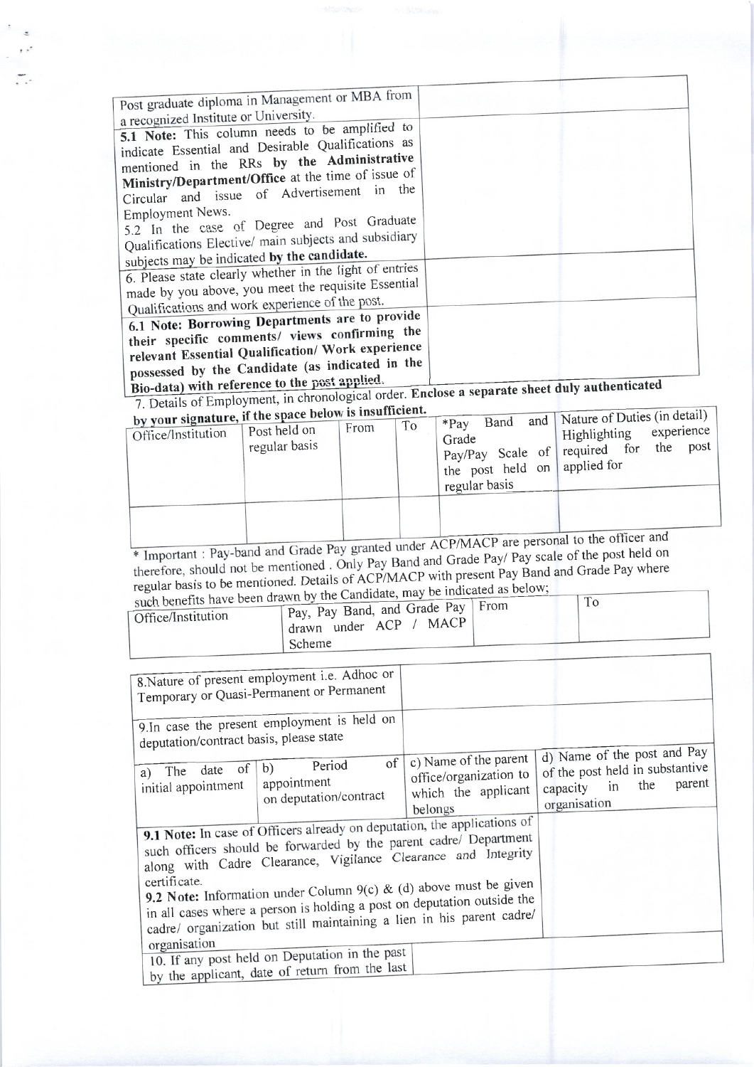| | |
|---|---|
| Post graduate diploma in Management or MBA from a recognized Institute or University. | |
| **5.1 Note:** This column needs to be amplified to indicate Essential and Desirable Qualifications as mentioned in the RRs **by the Administrative Ministry/Department/Office** at the time of issue of Circular and issue of Advertisement in the Employment News.<br>5.2 In the case of Degree and Post Graduate Qualifications Elective/ main subjects and subsidiary subjects may be indicated **by the candidate.** | |
| 6. Please state clearly whether in the light of entries made by you above, you meet the requisite Essential Qualifications and work experience of the post. | |
| **6.1 Note: Borrowing Departments are to provide their specific comments/ views confirming the relevant Essential Qualification/ Work experience possessed by the Candidate (as indicated in the Bio-data) with reference to the post applied.** | |

7. Details of Employment, in chronological order. **Enclose a separate sheet duly authenticated by your signature, if the space below is insufficient.**

| Office/Institution | Post held on regular basis | From | To | *Pay Band and Grade Pay/Pay Scale of the post held on regular basis | Nature of Duties (in detail) Highlighting experience required for the post applied for |
|---|---|---|---|---|---|
| | | | | | |

\* Important : Pay-band and Grade Pay granted under ACP/MACP are personal to the officer and therefore, should not be mentioned . Only Pay Band and Grade Pay/ Pay scale of the post held on regular basis to be mentioned. Details of ACP/MACP with present Pay Band and Grade Pay where such benefits have been drawn by the Candidate, may be indicated as below;

| Office/Institution | Pay, Pay Band, and Grade Pay drawn under ACP / MACP Scheme | From | To |
|---|---|---|---|

| | | | |
|---|---|---|---|
| 8.Nature of present employment i.e. Adhoc or Temporary or Quasi-Permanent or Permanent | | | |
| 9.In case the present employment is held on deputation/contract basis, please state | | | |
| a) The date of initial appointment | b) Period of appointment on deputation/contract | c) Name of the parent office/organization to which the applicant belongs | d) Name of the post and Pay of the post held in substantive capacity in the parent organisation |
| **9.1 Note:** In case of Officers already on deputation, the applications of such officers should be forwarded by the parent cadre/ Department along with Cadre Clearance, Vigilance Clearance and Integrity certificate.<br>**9.2 Note:** Information under Column 9(c) & (d) above must be given in all cases where a person is holding a post on deputation outside the cadre/ organization but still maintaining a lien in his parent cadre/ organisation | | | |
| 10. If any post held on Deputation in the past by the applicant, date of return from the last | | | |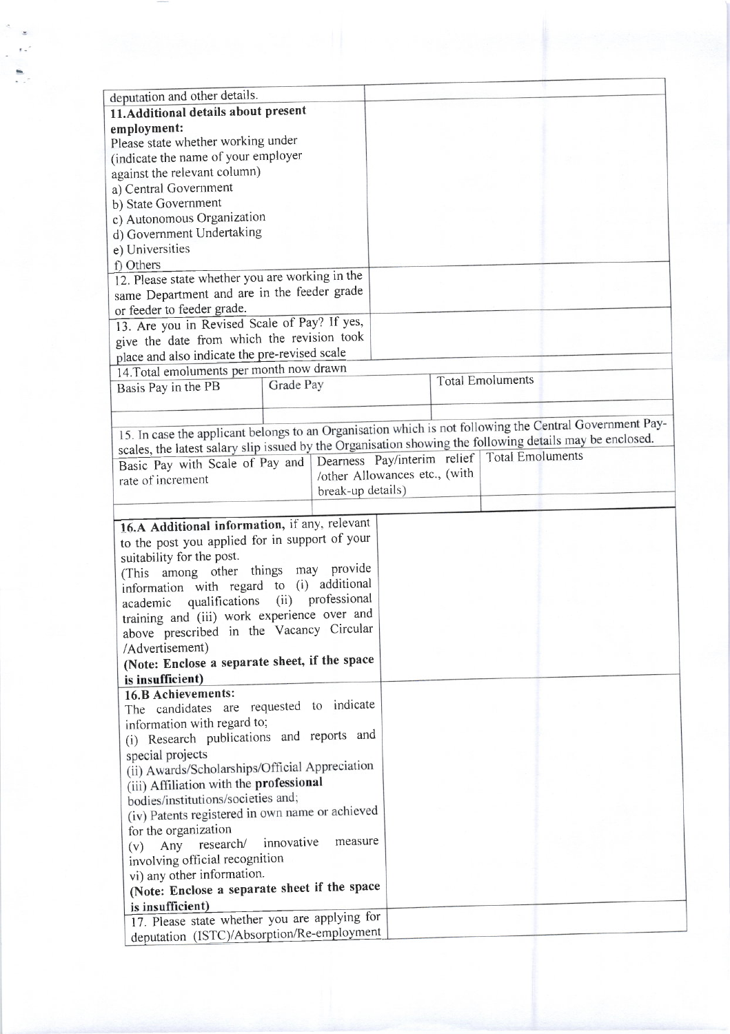| | |
|---|---|
| deputation and other details. | |
| **11.Additional details about present employment:**<br>Please state whether working under (indicate the name of your employer against the relevant column)<br>a) Central Government<br>b) State Government<br>c) Autonomous Organization<br>d) Government Undertaking<br>e) Universities<br>f) Others | |
| 12. Please state whether you are working in the same Department and are in the feeder grade or feeder to feeder grade. | |
| 13. Are you in Revised Scale of Pay? If yes, give the date from which the revision took place and also indicate the pre-revised scale | |

14.Total emoluments per month now drawn

| Basis Pay in the PB | Grade Pay | Total Emoluments |
|---|---|---|
| | | |

15. In case the applicant belongs to an Organisation which is not following the Central Government Pay-scales, the latest salary slip issued by the Organisation showing the following details may be enclosed.

| Basic Pay with Scale of Pay and rate of increment | Dearness Pay/interim relief /other Allowances etc., (with break-up details) | Total Emoluments |
|---|---|---|
| | | |

| | |
|---|---|
| **16.A Additional information,** if any, relevant to the post you applied for in support of your suitability for the post.<br>(This among other things may provide information with regard to (i) additional academic qualifications (ii) professional training and (iii) work experience over and above prescribed in the Vacancy Circular /Advertisement)<br>**(Note: Enclose a separate sheet, if the space is insufficient)** | |
| **16.B Achievements:**<br>The candidates are requested to indicate information with regard to;<br>(i) Research publications and reports and special projects<br>(ii) Awards/Scholarships/Official Appreciation<br>(iii) Affiliation with the **professional** bodies/institutions/societies and;<br>(iv) Patents registered in own name or achieved for the organization<br>(v) Any research/ innovative measure involving official recognition<br>vi) any other information.<br>**(Note: Enclose a separate sheet if the space is insufficient)** | |
| 17. Please state whether you are applying for deputation (ISTC)/Absorption/Re-employment | |